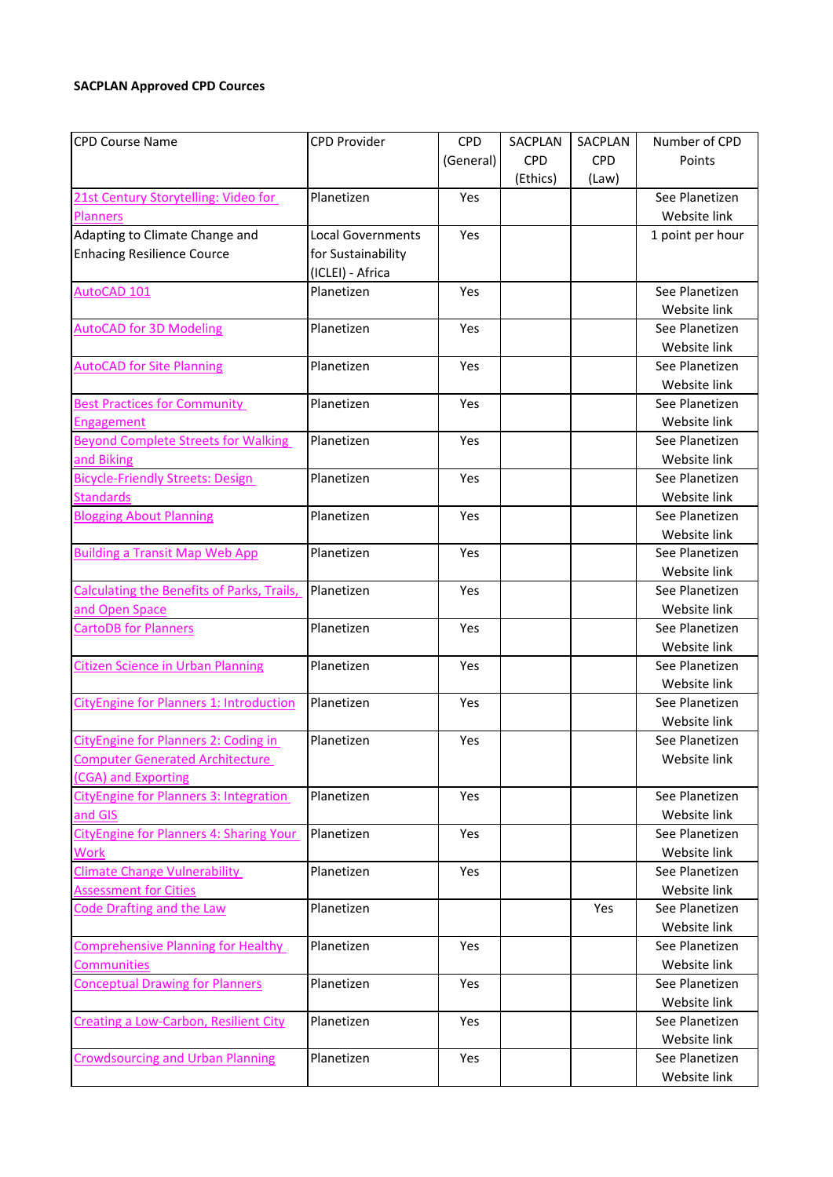**SACPLAN Approved CPD Cources**

| CPD Course Name | CPD Provider | CPD (General) | SACPLAN CPD (Ethics) | SACPLAN CPD (Law) | Number of CPD Points |
|---|---|---|---|---|---|
| 21st Century Storytelling: Video for Planners | Planetizen | Yes | | | See Planetizen Website link |
| Adapting to Climate Change and Enhacing Resilience Cource | Local Governments for Sustainability (ICLEI) - Africa | Yes | | | 1 point per hour |
| AutoCAD 101 | Planetizen | Yes | | | See Planetizen Website link |
| AutoCAD for 3D Modeling | Planetizen | Yes | | | See Planetizen Website link |
| AutoCAD for Site Planning | Planetizen | Yes | | | See Planetizen Website link |
| Best Practices for Community Engagement | Planetizen | Yes | | | See Planetizen Website link |
| Beyond Complete Streets for Walking and Biking | Planetizen | Yes | | | See Planetizen Website link |
| Bicycle-Friendly Streets: Design Standards | Planetizen | Yes | | | See Planetizen Website link |
| Blogging About Planning | Planetizen | Yes | | | See Planetizen Website link |
| Building a Transit Map Web App | Planetizen | Yes | | | See Planetizen Website link |
| Calculating the Benefits of Parks, Trails, and Open Space | Planetizen | Yes | | | See Planetizen Website link |
| CartoDB for Planners | Planetizen | Yes | | | See Planetizen Website link |
| Citizen Science in Urban Planning | Planetizen | Yes | | | See Planetizen Website link |
| CityEngine for Planners 1: Introduction | Planetizen | Yes | | | See Planetizen Website link |
| CityEngine for Planners 2: Coding in Computer Generated Architecture (CGA) and Exporting | Planetizen | Yes | | | See Planetizen Website link |
| CityEngine for Planners 3: Integration and GIS | Planetizen | Yes | | | See Planetizen Website link |
| CityEngine for Planners 4: Sharing Your Work | Planetizen | Yes | | | See Planetizen Website link |
| Climate Change Vulnerability Assessment for Cities | Planetizen | Yes | | | See Planetizen Website link |
| Code Drafting and the Law | Planetizen | | | Yes | See Planetizen Website link |
| Comprehensive Planning for Healthy Communities | Planetizen | Yes | | | See Planetizen Website link |
| Conceptual Drawing for Planners | Planetizen | Yes | | | See Planetizen Website link |
| Creating a Low-Carbon, Resilient City | Planetizen | Yes | | | See Planetizen Website link |
| Crowdsourcing and Urban Planning | Planetizen | Yes | | | See Planetizen Website link |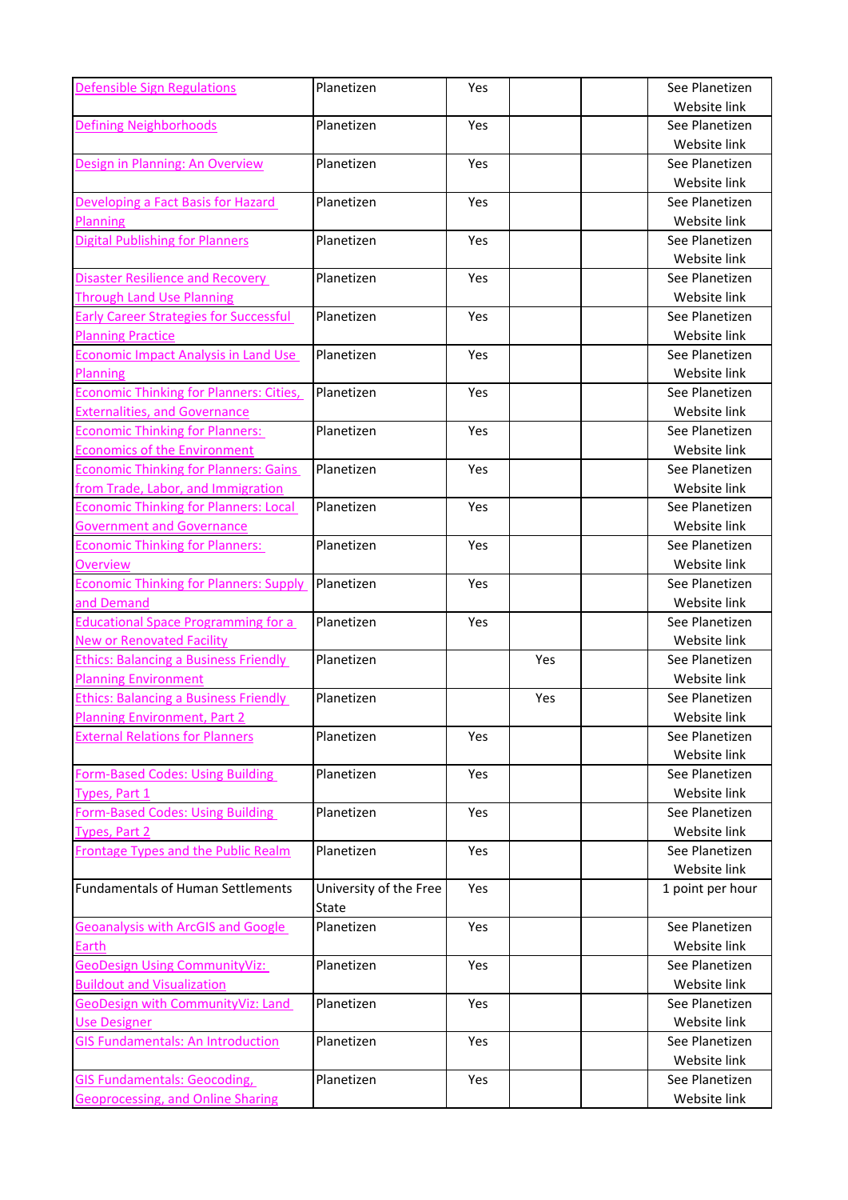| | | | | | |
|---|---|---|---|---|---|
| Defensible Sign Regulations | Planetizen | Yes | | | See Planetizen Website link |
| Defining Neighborhoods | Planetizen | Yes | | | See Planetizen Website link |
| Design in Planning: An Overview | Planetizen | Yes | | | See Planetizen Website link |
| Developing a Fact Basis for Hazard Planning | Planetizen | Yes | | | See Planetizen Website link |
| Digital Publishing for Planners | Planetizen | Yes | | | See Planetizen Website link |
| Disaster Resilience and Recovery Through Land Use Planning | Planetizen | Yes | | | See Planetizen Website link |
| Early Career Strategies for Successful Planning Practice | Planetizen | Yes | | | See Planetizen Website link |
| Economic Impact Analysis in Land Use Planning | Planetizen | Yes | | | See Planetizen Website link |
| Economic Thinking for Planners: Cities, Externalities, and Governance | Planetizen | Yes | | | See Planetizen Website link |
| Economic Thinking for Planners: Economics of the Environment | Planetizen | Yes | | | See Planetizen Website link |
| Economic Thinking for Planners: Gains from Trade, Labor, and Immigration | Planetizen | Yes | | | See Planetizen Website link |
| Economic Thinking for Planners: Local Government and Governance | Planetizen | Yes | | | See Planetizen Website link |
| Economic Thinking for Planners: Overview | Planetizen | Yes | | | See Planetizen Website link |
| Economic Thinking for Planners: Supply and Demand | Planetizen | Yes | | | See Planetizen Website link |
| Educational Space Programming for a New or Renovated Facility | Planetizen | Yes | | | See Planetizen Website link |
| Ethics: Balancing a Business Friendly Planning Environment | Planetizen | | Yes | | See Planetizen Website link |
| Ethics: Balancing a Business Friendly Planning Environment, Part 2 | Planetizen | | Yes | | See Planetizen Website link |
| External Relations for Planners | Planetizen | Yes | | | See Planetizen Website link |
| Form-Based Codes: Using Building Types, Part 1 | Planetizen | Yes | | | See Planetizen Website link |
| Form-Based Codes: Using Building Types, Part 2 | Planetizen | Yes | | | See Planetizen Website link |
| Frontage Types and the Public Realm | Planetizen | Yes | | | See Planetizen Website link |
| Fundamentals of Human Settlements | University of the Free State | Yes | | | 1 point per hour |
| Geoanalysis with ArcGIS and Google Earth | Planetizen | Yes | | | See Planetizen Website link |
| GeoDesign Using CommunityViz: Buildout and Visualization | Planetizen | Yes | | | See Planetizen Website link |
| GeoDesign with CommunityViz: Land Use Designer | Planetizen | Yes | | | See Planetizen Website link |
| GIS Fundamentals: An Introduction | Planetizen | Yes | | | See Planetizen Website link |
| GIS Fundamentals: Geocoding, Geoprocessing, and Online Sharing | Planetizen | Yes | | | See Planetizen Website link |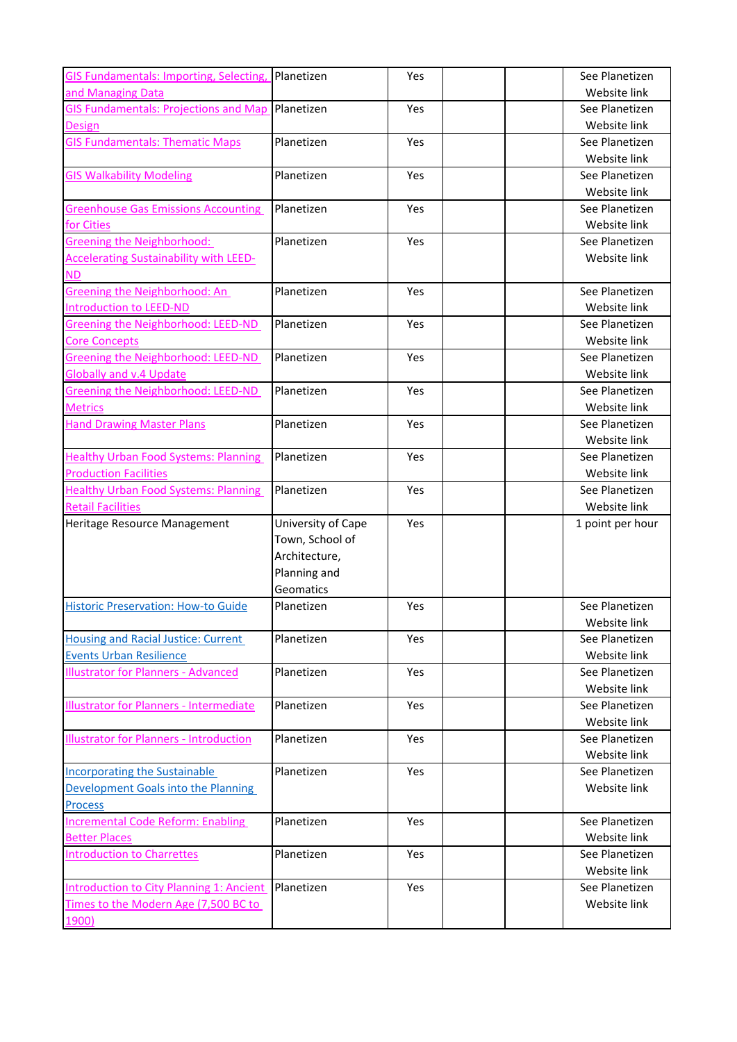| | | | | | |
|---|---|---|---|---|---|
| GIS Fundamentals: Importing, Selecting, and Managing Data | Planetizen | Yes | | | See Planetizen Website link |
| GIS Fundamentals: Projections and Map Design | Planetizen | Yes | | | See Planetizen Website link |
| GIS Fundamentals: Thematic Maps | Planetizen | Yes | | | See Planetizen Website link |
| GIS Walkability Modeling | Planetizen | Yes | | | See Planetizen Website link |
| Greenhouse Gas Emissions Accounting for Cities | Planetizen | Yes | | | See Planetizen Website link |
| Greening the Neighborhood: Accelerating Sustainability with LEED-ND | Planetizen | Yes | | | See Planetizen Website link |
| Greening the Neighborhood: An Introduction to LEED-ND | Planetizen | Yes | | | See Planetizen Website link |
| Greening the Neighborhood: LEED-ND Core Concepts | Planetizen | Yes | | | See Planetizen Website link |
| Greening the Neighborhood: LEED-ND Globally and v.4 Update | Planetizen | Yes | | | See Planetizen Website link |
| Greening the Neighborhood: LEED-ND Metrics | Planetizen | Yes | | | See Planetizen Website link |
| Hand Drawing Master Plans | Planetizen | Yes | | | See Planetizen Website link |
| Healthy Urban Food Systems: Planning Production Facilities | Planetizen | Yes | | | See Planetizen Website link |
| Healthy Urban Food Systems: Planning Retail Facilities | Planetizen | Yes | | | See Planetizen Website link |
| Heritage Resource Management | University of Cape Town, School of Architecture, Planning and Geomatics | Yes | | | 1 point per hour |
| Historic Preservation: How-to Guide | Planetizen | Yes | | | See Planetizen Website link |
| Housing and Racial Justice: Current Events Urban Resilience | Planetizen | Yes | | | See Planetizen Website link |
| Illustrator for Planners - Advanced | Planetizen | Yes | | | See Planetizen Website link |
| Illustrator for Planners - Intermediate | Planetizen | Yes | | | See Planetizen Website link |
| Illustrator for Planners - Introduction | Planetizen | Yes | | | See Planetizen Website link |
| Incorporating the Sustainable Development Goals into the Planning Process | Planetizen | Yes | | | See Planetizen Website link |
| Incremental Code Reform: Enabling Better Places | Planetizen | Yes | | | See Planetizen Website link |
| Introduction to Charrettes | Planetizen | Yes | | | See Planetizen Website link |
| Introduction to City Planning 1: Ancient Times to the Modern Age (7,500 BC to 1900) | Planetizen | Yes | | | See Planetizen Website link |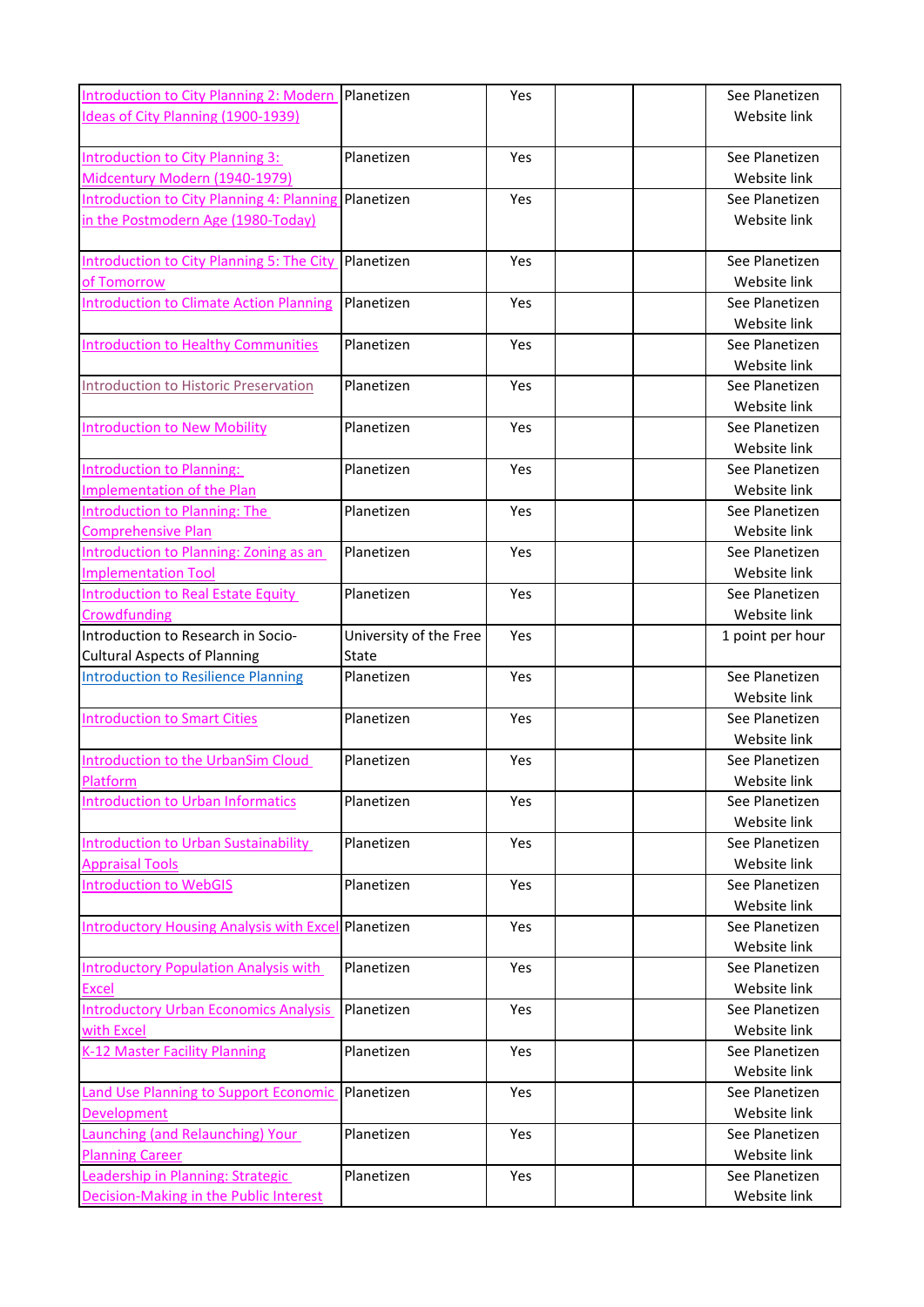| | | | | | |
|---|---|---|---|---|---|
| Introduction to City Planning 2: Modern Ideas of City Planning (1900-1939) | Planetizen | Yes | | | See Planetizen Website link |
| Introduction to City Planning 3: Midcentury Modern (1940-1979) | Planetizen | Yes | | | See Planetizen Website link |
| Introduction to City Planning 4: Planning in the Postmodern Age (1980-Today) | Planetizen | Yes | | | See Planetizen Website link |
| Introduction to City Planning 5: The City of Tomorrow | Planetizen | Yes | | | See Planetizen Website link |
| Introduction to Climate Action Planning | Planetizen | Yes | | | See Planetizen Website link |
| Introduction to Healthy Communities | Planetizen | Yes | | | See Planetizen Website link |
| Introduction to Historic Preservation | Planetizen | Yes | | | See Planetizen Website link |
| Introduction to New Mobility | Planetizen | Yes | | | See Planetizen Website link |
| Introduction to Planning: Implementation of the Plan | Planetizen | Yes | | | See Planetizen Website link |
| Introduction to Planning: The Comprehensive Plan | Planetizen | Yes | | | See Planetizen Website link |
| Introduction to Planning: Zoning as an Implementation Tool | Planetizen | Yes | | | See Planetizen Website link |
| Introduction to Real Estate Equity Crowdfunding | Planetizen | Yes | | | See Planetizen Website link |
| Introduction to Research in Socio-Cultural Aspects of Planning | University of the Free State | Yes | | | 1 point per hour |
| Introduction to Resilience Planning | Planetizen | Yes | | | See Planetizen Website link |
| Introduction to Smart Cities | Planetizen | Yes | | | See Planetizen Website link |
| Introduction to the UrbanSim Cloud Platform | Planetizen | Yes | | | See Planetizen Website link |
| Introduction to Urban Informatics | Planetizen | Yes | | | See Planetizen Website link |
| Introduction to Urban Sustainability Appraisal Tools | Planetizen | Yes | | | See Planetizen Website link |
| Introduction to WebGIS | Planetizen | Yes | | | See Planetizen Website link |
| Introductory Housing Analysis with Excel | Planetizen | Yes | | | See Planetizen Website link |
| Introductory Population Analysis with Excel | Planetizen | Yes | | | See Planetizen Website link |
| Introductory Urban Economics Analysis with Excel | Planetizen | Yes | | | See Planetizen Website link |
| K-12 Master Facility Planning | Planetizen | Yes | | | See Planetizen Website link |
| Land Use Planning to Support Economic Development | Planetizen | Yes | | | See Planetizen Website link |
| Launching (and Relaunching) Your Planning Career | Planetizen | Yes | | | See Planetizen Website link |
| Leadership in Planning: Strategic Decision-Making in the Public Interest | Planetizen | Yes | | | See Planetizen Website link |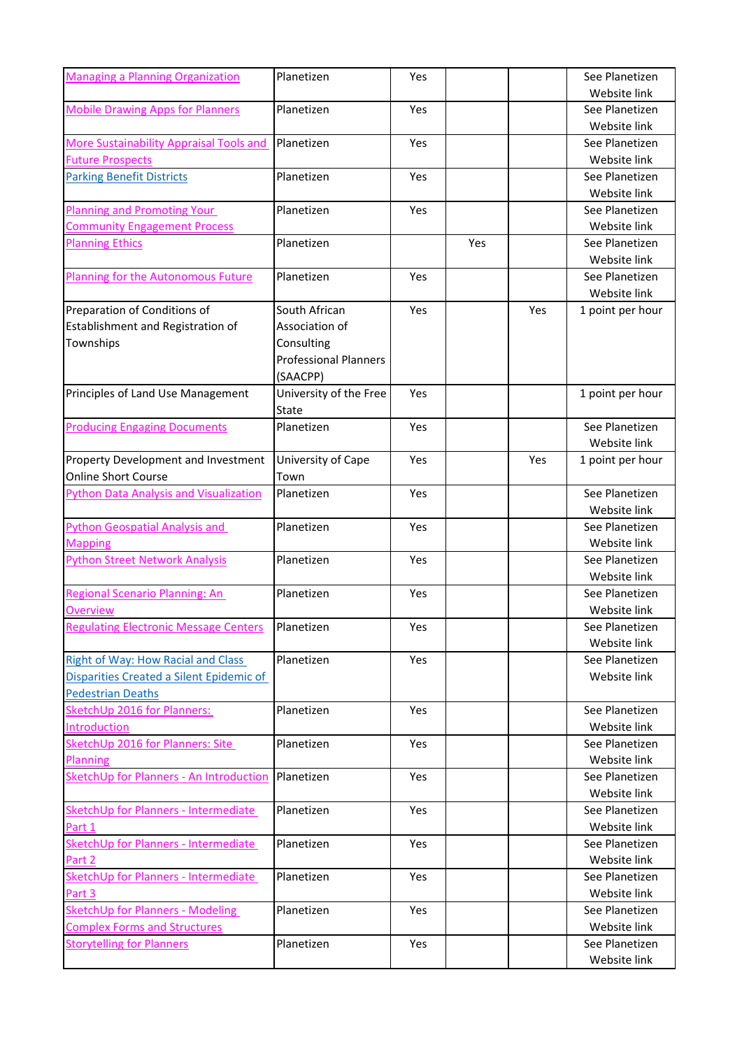| | | | | | |
|---|---|---|---|---|---|
| Managing a Planning Organization | Planetizen | Yes | | | See Planetizen Website link |
| Mobile Drawing Apps for Planners | Planetizen | Yes | | | See Planetizen Website link |
| More Sustainability Appraisal Tools and Future Prospects | Planetizen | Yes | | | See Planetizen Website link |
| Parking Benefit Districts | Planetizen | Yes | | | See Planetizen Website link |
| Planning and Promoting Your Community Engagement Process | Planetizen | Yes | | | See Planetizen Website link |
| Planning Ethics | Planetizen | | Yes | | See Planetizen Website link |
| Planning for the Autonomous Future | Planetizen | Yes | | | See Planetizen Website link |
| Preparation of Conditions of Establishment and Registration of Townships | South African Association of Consulting Professional Planners (SAACPP) | Yes | | Yes | 1 point per hour |
| Principles of Land Use Management | University of the Free State | Yes | | | 1 point per hour |
| Producing Engaging Documents | Planetizen | Yes | | | See Planetizen Website link |
| Property Development and Investment Online Short Course | University of Cape Town | Yes | | Yes | 1 point per hour |
| Python Data Analysis and Visualization | Planetizen | Yes | | | See Planetizen Website link |
| Python Geospatial Analysis and Mapping | Planetizen | Yes | | | See Planetizen Website link |
| Python Street Network Analysis | Planetizen | Yes | | | See Planetizen Website link |
| Regional Scenario Planning: An Overview | Planetizen | Yes | | | See Planetizen Website link |
| Regulating Electronic Message Centers | Planetizen | Yes | | | See Planetizen Website link |
| Right of Way: How Racial and Class Disparities Created a Silent Epidemic of Pedestrian Deaths | Planetizen | Yes | | | See Planetizen Website link |
| SketchUp 2016 for Planners: Introduction | Planetizen | Yes | | | See Planetizen Website link |
| SketchUp 2016 for Planners: Site Planning | Planetizen | Yes | | | See Planetizen Website link |
| SketchUp for Planners - An Introduction | Planetizen | Yes | | | See Planetizen Website link |
| SketchUp for Planners - Intermediate Part 1 | Planetizen | Yes | | | See Planetizen Website link |
| SketchUp for Planners - Intermediate Part 2 | Planetizen | Yes | | | See Planetizen Website link |
| SketchUp for Planners - Intermediate Part 3 | Planetizen | Yes | | | See Planetizen Website link |
| SketchUp for Planners - Modeling Complex Forms and Structures | Planetizen | Yes | | | See Planetizen Website link |
| Storytelling for Planners | Planetizen | Yes | | | See Planetizen Website link |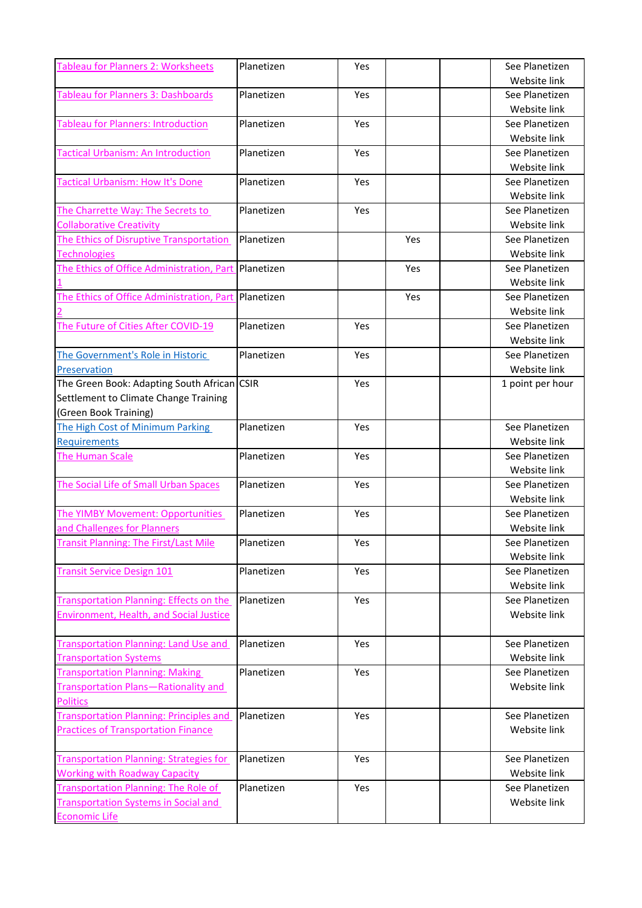| | | | | | |
|---|---|---|---|---|---|
| Tableau for Planners 2: Worksheets | Planetizen | Yes | | | See Planetizen Website link |
| Tableau for Planners 3: Dashboards | Planetizen | Yes | | | See Planetizen Website link |
| Tableau for Planners: Introduction | Planetizen | Yes | | | See Planetizen Website link |
| Tactical Urbanism: An Introduction | Planetizen | Yes | | | See Planetizen Website link |
| Tactical Urbanism: How It's Done | Planetizen | Yes | | | See Planetizen Website link |
| The Charrette Way: The Secrets to Collaborative Creativity | Planetizen | Yes | | | See Planetizen Website link |
| The Ethics of Disruptive Transportation Technologies | Planetizen | | Yes | | See Planetizen Website link |
| The Ethics of Office Administration, Part 1 | Planetizen | | Yes | | See Planetizen Website link |
| The Ethics of Office Administration, Part 2 | Planetizen | | Yes | | See Planetizen Website link |
| The Future of Cities After COVID-19 | Planetizen | Yes | | | See Planetizen Website link |
| The Government's Role in Historic Preservation | Planetizen | Yes | | | See Planetizen Website link |
| The Green Book: Adapting South African Settlement to Climate Change Training (Green Book Training) | CSIR | Yes | | | 1 point per hour |
| The High Cost of Minimum Parking Requirements | Planetizen | Yes | | | See Planetizen Website link |
| The Human Scale | Planetizen | Yes | | | See Planetizen Website link |
| The Social Life of Small Urban Spaces | Planetizen | Yes | | | See Planetizen Website link |
| The YIMBY Movement: Opportunities and Challenges for Planners | Planetizen | Yes | | | See Planetizen Website link |
| Transit Planning: The First/Last Mile | Planetizen | Yes | | | See Planetizen Website link |
| Transit Service Design 101 | Planetizen | Yes | | | See Planetizen Website link |
| Transportation Planning: Effects on the Environment, Health, and Social Justice | Planetizen | Yes | | | See Planetizen Website link |
| Transportation Planning: Land Use and Transportation Systems | Planetizen | Yes | | | See Planetizen Website link |
| Transportation Planning: Making Transportation Plans—Rationality and Politics | Planetizen | Yes | | | See Planetizen Website link |
| Transportation Planning: Principles and Practices of Transportation Finance | Planetizen | Yes | | | See Planetizen Website link |
| Transportation Planning: Strategies for Working with Roadway Capacity | Planetizen | Yes | | | See Planetizen Website link |
| Transportation Planning: The Role of Transportation Systems in Social and Economic Life | Planetizen | Yes | | | See Planetizen Website link |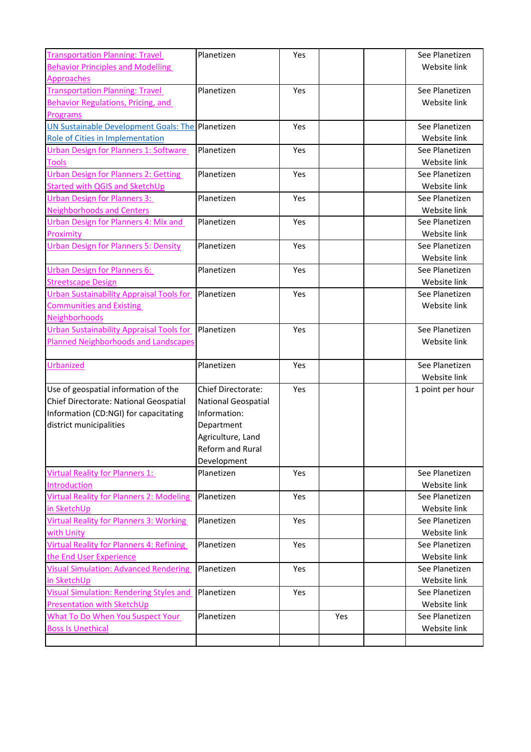| | | | | | |
|---|---|---|---|---|---|
| Transportation Planning: Travel Behavior Principles and Modelling Approaches | Planetizen | Yes | | | See Planetizen Website link |
| Transportation Planning: Travel Behavior Regulations, Pricing, and Programs | Planetizen | Yes | | | See Planetizen Website link |
| UN Sustainable Development Goals: The Role of Cities in Implementation | Planetizen | Yes | | | See Planetizen Website link |
| Urban Design for Planners 1: Software Tools | Planetizen | Yes | | | See Planetizen Website link |
| Urban Design for Planners 2: Getting Started with QGIS and SketchUp | Planetizen | Yes | | | See Planetizen Website link |
| Urban Design for Planners 3: Neighborhoods and Centers | Planetizen | Yes | | | See Planetizen Website link |
| Urban Design for Planners 4: Mix and Proximity | Planetizen | Yes | | | See Planetizen Website link |
| Urban Design for Planners 5: Density | Planetizen | Yes | | | See Planetizen Website link |
| Urban Design for Planners 6: Streetscape Design | Planetizen | Yes | | | See Planetizen Website link |
| Urban Sustainability Appraisal Tools for Communities and Existing Neighborhoods | Planetizen | Yes | | | See Planetizen Website link |
| Urban Sustainability Appraisal Tools for Planned Neighborhoods and Landscapes | Planetizen | Yes | | | See Planetizen Website link |
| Urbanized | Planetizen | Yes | | | See Planetizen Website link |
| Use of geospatial information of the Chief Directorate: National Geospatial Information (CD:NGI) for capacitating district municipalities | Chief Directorate: National Geospatial Information: Department Agriculture, Land Reform and Rural Development | Yes | | | 1 point per hour |
| Virtual Reality for Planners 1: Introduction | Planetizen | Yes | | | See Planetizen Website link |
| Virtual Reality for Planners 2: Modeling in SketchUp | Planetizen | Yes | | | See Planetizen Website link |
| Virtual Reality for Planners 3: Working with Unity | Planetizen | Yes | | | See Planetizen Website link |
| Virtual Reality for Planners 4: Refining the End User Experience | Planetizen | Yes | | | See Planetizen Website link |
| Visual Simulation: Advanced Rendering in SketchUp | Planetizen | Yes | | | See Planetizen Website link |
| Visual Simulation: Rendering Styles and Presentation with SketchUp | Planetizen | Yes | | | See Planetizen Website link |
| What To Do When You Suspect Your Boss Is Unethical | Planetizen | | Yes | | See Planetizen Website link |
| | | | | | |